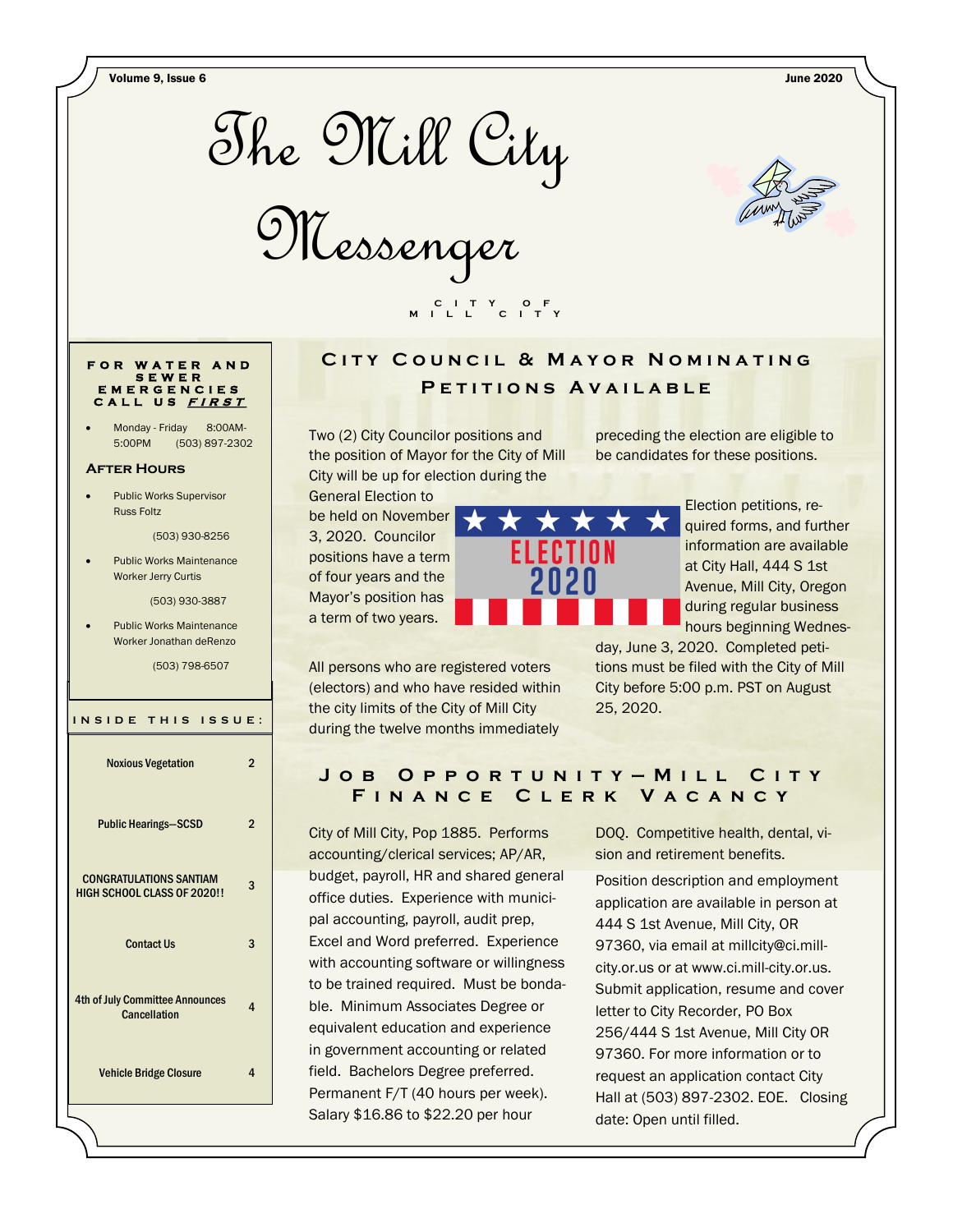# The Mill City Messenger

CITY OF MILL CITY

**FOR WATER AND SEWER EMERGENCIES CALL US *FIRST***

- Monday - Friday 8:00AM-5:00PM (503) 897-2302

### After Hours

- Public Works Supervisor Russ Foltz

  (503) 930-8256

- Public Works Maintenance Worker Jerry Curtis

  (503) 930-3887

- Public Works Maintenance Worker Jonathan deRenzo

  (503) 798-6507

**INSIDE THIS ISSUE:**

| | |
|---|---|
| Noxious Vegetation | 2 |
| Public Hearings—SCSD | 2 |
| CONGRATULATIONS SANTIAM HIGH SCHOOL CLASS OF 2020!! | 3 |
| Contact Us | 3 |
| 4th of July Committee Announces Cancellation | 4 |
| Vehicle Bridge Closure | 4 |

## City Council & Mayor Nominating Petitions Available

Two (2) City Councilor positions and the position of Mayor for the City of Mill City will be up for election during the General Election to be held on November 3, 2020. Councilor positions have a term of four years and the Mayor's position has a term of two years.

All persons who are registered voters (electors) and who have resided within the city limits of the City of Mill City during the twelve months immediately preceding the election are eligible to be candidates for these positions.

Election petitions, required forms, and further information are available at City Hall, 444 S 1st Avenue, Mill City, Oregon during regular business hours beginning Wednesday, June 3, 2020. Completed petitions must be filed with the City of Mill City before 5:00 p.m. PST on August 25, 2020.

## Job Opportunity—Mill City Finance Clerk Vacancy

City of Mill City, Pop 1885. Performs accounting/clerical services; AP/AR, budget, payroll, HR and shared general office duties. Experience with municipal accounting, payroll, audit prep, Excel and Word preferred. Experience with accounting software or willingness to be trained required. Must be bondable. Minimum Associates Degree or equivalent education and experience in government accounting or related field. Bachelors Degree preferred. Permanent F/T (40 hours per week). Salary $16.86 to $22.20 per hour DOQ. Competitive health, dental, vision and retirement benefits.

Position description and employment application are available in person at 444 S 1st Avenue, Mill City, OR 97360, via email at millcity@ci.mill-city.or.us or at www.ci.mill-city.or.us. Submit application, resume and cover letter to City Recorder, PO Box 256/444 S 1st Avenue, Mill City OR 97360. For more information or to request an application contact City Hall at (503) 897-2302. EOE. Closing date: Open until filled.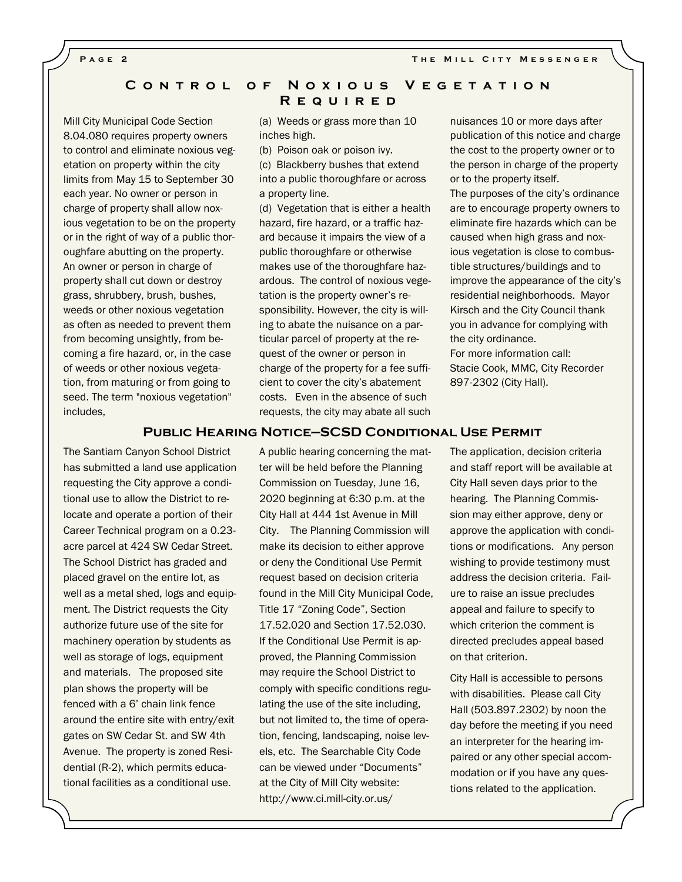## Control of Noxious Vegetation Required

Mill City Municipal Code Section 8.04.080 requires property owners to control and eliminate noxious vegetation on property within the city limits from May 15 to September 30 each year. No owner or person in charge of property shall allow noxious vegetation to be on the property or in the right of way of a public thoroughfare abutting on the property. An owner or person in charge of property shall cut down or destroy grass, shrubbery, brush, bushes, weeds or other noxious vegetation as often as needed to prevent them from becoming unsightly, from becoming a fire hazard, or, in the case of weeds or other noxious vegetation, from maturing or from going to seed. The term "noxious vegetation" includes,

(a) Weeds or grass more than 10 inches high.
(b) Poison oak or poison ivy.
(c) Blackberry bushes that extend into a public thoroughfare or across a property line.
(d) Vegetation that is either a health hazard, fire hazard, or a traffic hazard because it impairs the view of a public thoroughfare or otherwise makes use of the thoroughfare hazardous.

The control of noxious vegetation is the property owner's responsibility. However, the city is willing to abate the nuisance on a particular parcel of property at the request of the owner or person in charge of the property for a fee sufficient to cover the city's abatement costs. Even in the absence of such requests, the city may abate all such nuisances 10 or more days after publication of this notice and charge the cost to the property owner or to the person in charge of the property or to the property itself.

The purposes of the city's ordinance are to encourage property owners to eliminate fire hazards which can be caused when high grass and noxious vegetation is close to combustible structures/buildings and to improve the appearance of the city's residential neighborhoods. Mayor Kirsch and the City Council thank you in advance for complying with the city ordinance.

For more information call:
Stacie Cook, MMC, City Recorder
897-2302 (City Hall).

## Public Hearing Notice—SCSD Conditional Use Permit

The Santiam Canyon School District has submitted a land use application requesting the City approve a conditional use to allow the District to relocate and operate a portion of their Career Technical program on a 0.23-acre parcel at 424 SW Cedar Street. The School District has graded and placed gravel on the entire lot, as well as a metal shed, logs and equipment. The District requests the City authorize future use of the site for machinery operation by students as well as storage of logs, equipment and materials. The proposed site plan shows the property will be fenced with a 6' chain link fence around the entire site with entry/exit gates on SW Cedar St. and SW 4th Avenue. The property is zoned Residential (R-2), which permits educational facilities as a conditional use.

A public hearing concerning the matter will be held before the Planning Commission on Tuesday, June 16, 2020 beginning at 6:30 p.m. at the City Hall at 444 1st Avenue in Mill City. The Planning Commission will make its decision to either approve or deny the Conditional Use Permit request based on decision criteria found in the Mill City Municipal Code, Title 17 "Zoning Code", Section 17.52.020 and Section 17.52.030. If the Conditional Use Permit is approved, the Planning Commission may require the School District to comply with specific conditions regulating the use of the site including, but not limited to, the time of operation, fencing, landscaping, noise levels, etc. The Searchable City Code can be viewed under "Documents" at the City of Mill City website: http://www.ci.mill-city.or.us/

The application, decision criteria and staff report will be available at City Hall seven days prior to the hearing. The Planning Commission may either approve, deny or approve the application with conditions or modifications. Any person wishing to provide testimony must address the decision criteria. Failure to raise an issue precludes appeal and failure to specify to which criterion the comment is directed precludes appeal based on that criterion.

City Hall is accessible to persons with disabilities. Please call City Hall (503.897.2302) by noon the day before the meeting if you need an interpreter for the hearing impaired or any other special accommodation or if you have any questions related to the application.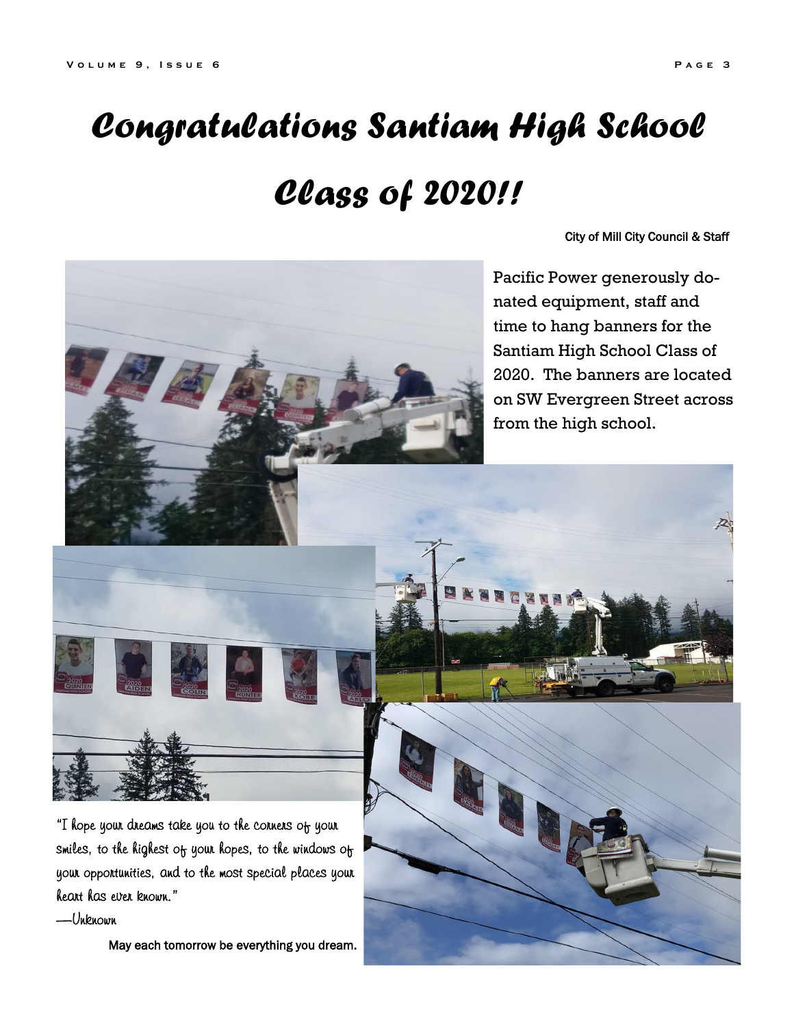# *Congratulations Santiam High School Class of 2020!!*

City of Mill City Council & Staff

Pacific Power generously donated equipment, staff and time to hang banners for the Santiam High School Class of 2020. The banners are located on SW Evergreen Street across from the high school.

"I hope your dreams take you to the corners of your smiles, to the highest of your hopes, to the windows of your opportunities, and to the most special places your heart has ever known."

—Unknown

May each tomorrow be everything you dream.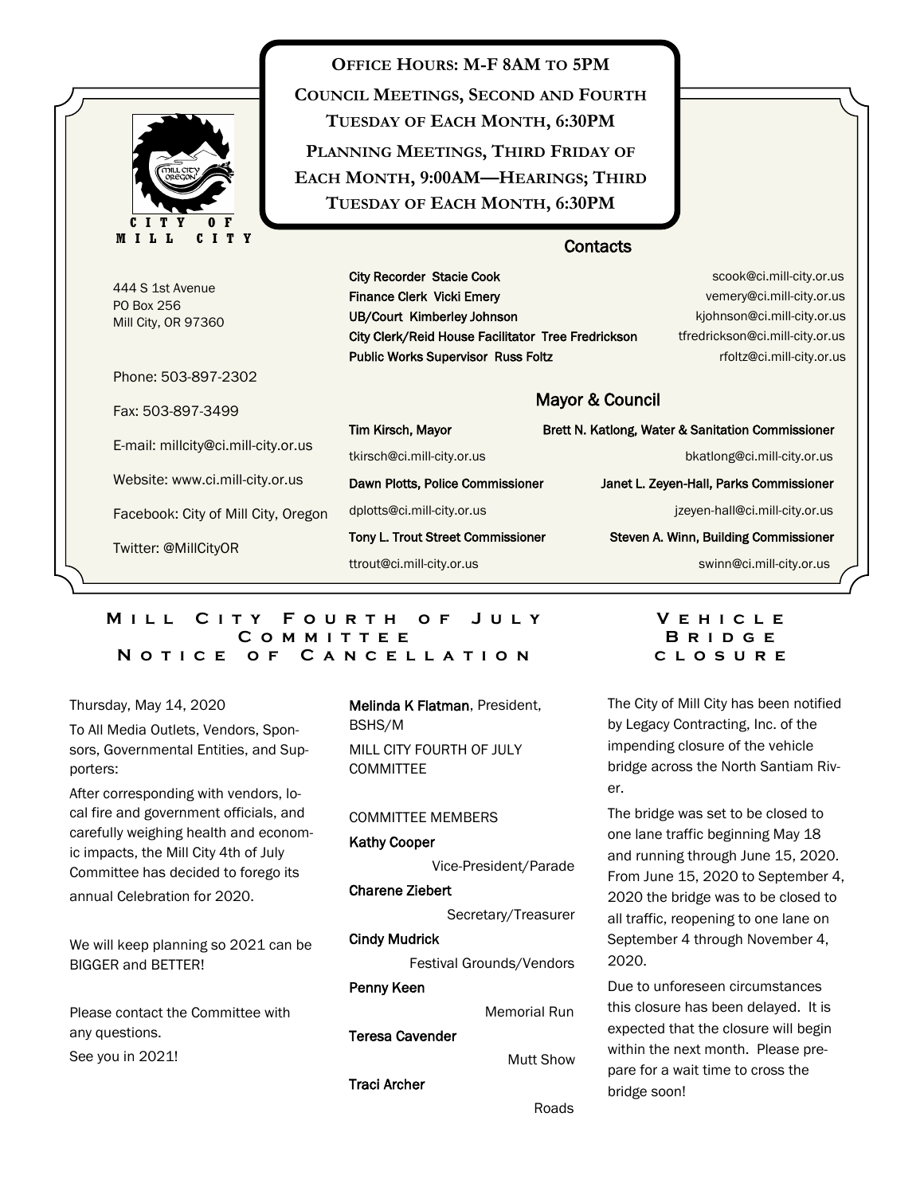**Office Hours: M-F 8AM to 5PM**

**Council Meetings, Second and Fourth Tuesday of Each Month, 6:30PM**

**Planning Meetings, Third Friday of Each Month, 9:00AM—Hearings; Third Tuesday of Each Month, 6:30PM**

CITY OF MILL CITY

444 S 1st Avenue
PO Box 256
Mill City, OR 97360

Phone: 503-897-2302

Fax: 503-897-3499

E-mail: millcity@ci.mill-city.or.us

Website: www.ci.mill-city.or.us

Facebook: City of Mill City, Oregon

Twitter: @MillCityOR

## Contacts

| | |
|---|---|
| City Recorder Stacie Cook | scook@ci.mill-city.or.us |
| Finance Clerk Vicki Emery | vemery@ci.mill-city.or.us |
| UB/Court Kimberley Johnson | kjohnson@ci.mill-city.or.us |
| City Clerk/Reid House Facilitator Tree Fredrickson | tfredrickson@ci.mill-city.or.us |
| Public Works Supervisor Russ Foltz | rfoltz@ci.mill-city.or.us |

## Mayor & Council

| | |
|---|---|
| Tim Kirsch, Mayor | Brett N. Katlong, Water & Sanitation Commissioner |
| tkirsch@ci.mill-city.or.us | bkatlong@ci.mill-city.or.us |
| Dawn Plotts, Police Commissioner | Janet L. Zeyen-Hall, Parks Commissioner |
| dplotts@ci.mill-city.or.us | jzeyen-hall@ci.mill-city.or.us |
| Tony L. Trout Street Commissioner | Steven A. Winn, Building Commissioner |
| ttrout@ci.mill-city.or.us | swinn@ci.mill-city.or.us |

## Mill City Fourth of July Committee Notice of Cancellation

Thursday, May 14, 2020

To All Media Outlets, Vendors, Sponsors, Governmental Entities, and Supporters:

After corresponding with vendors, local fire and government officials, and carefully weighing health and economic impacts, the Mill City 4th of July Committee has decided to forego its annual Celebration for 2020.

We will keep planning so 2021 can be BIGGER and BETTER!

Please contact the Committee with any questions.

See you in 2021!

**Melinda K Flatman**, President, BSHS/M

MILL CITY FOURTH OF JULY COMMITTEE

COMMITTEE MEMBERS

**Kathy Cooper** — Vice-President/Parade

**Charene Ziebert** — Secretary/Treasurer

**Cindy Mudrick** — Festival Grounds/Vendors

**Penny Keen** — Memorial Run

**Teresa Cavender** — Mutt Show

**Traci Archer** — Roads

## Vehicle Bridge closure

The City of Mill City has been notified by Legacy Contracting, Inc. of the impending closure of the vehicle bridge across the North Santiam River.

The bridge was set to be closed to one lane traffic beginning May 18 and running through June 15, 2020. From June 15, 2020 to September 4, 2020 the bridge was to be closed to all traffic, reopening to one lane on September 4 through November 4, 2020.

Due to unforeseen circumstances this closure has been delayed. It is expected that the closure will begin within the next month. Please prepare for a wait time to cross the bridge soon!